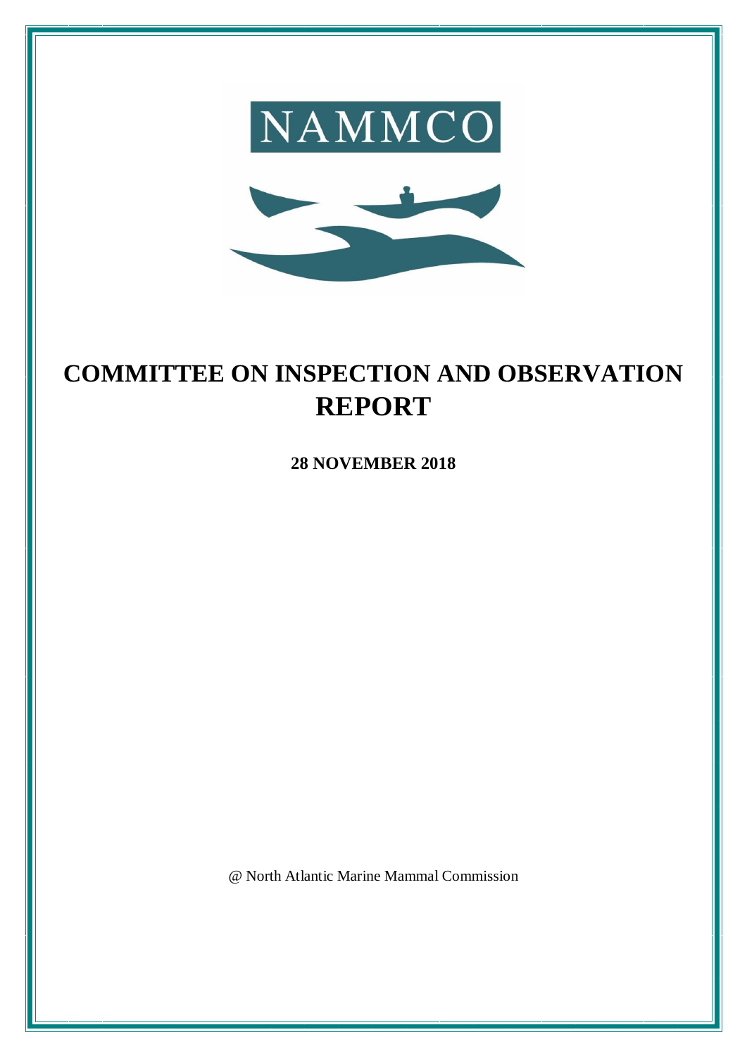NAMMCO

# COMMITTEE ON INSPECTION AND OBSERVATION REPORT

**28 NOVEMBER 2018**

@ North Atlantic Marine Mammal Commission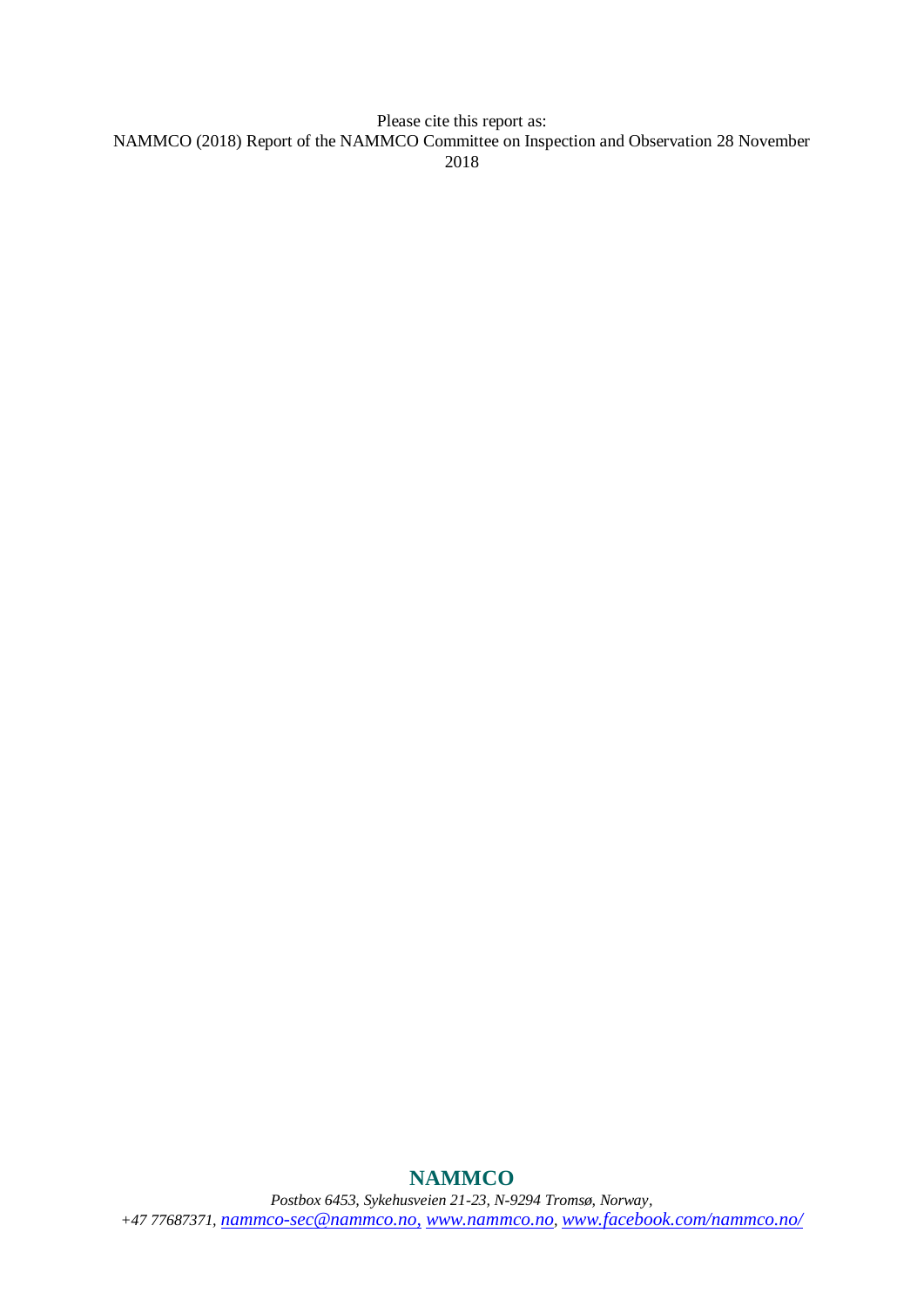Please cite this report as:
NAMMCO (2018) Report of the NAMMCO Committee on Inspection and Observation 28 November 2018

**NAMMCO**

*Postbox 6453, Sykehusveien 21-23, N-9294 Tromsø, Norway,*
*+47 77687371, nammco-sec@nammco.no, www.nammco.no, www.facebook.com/nammco.no/*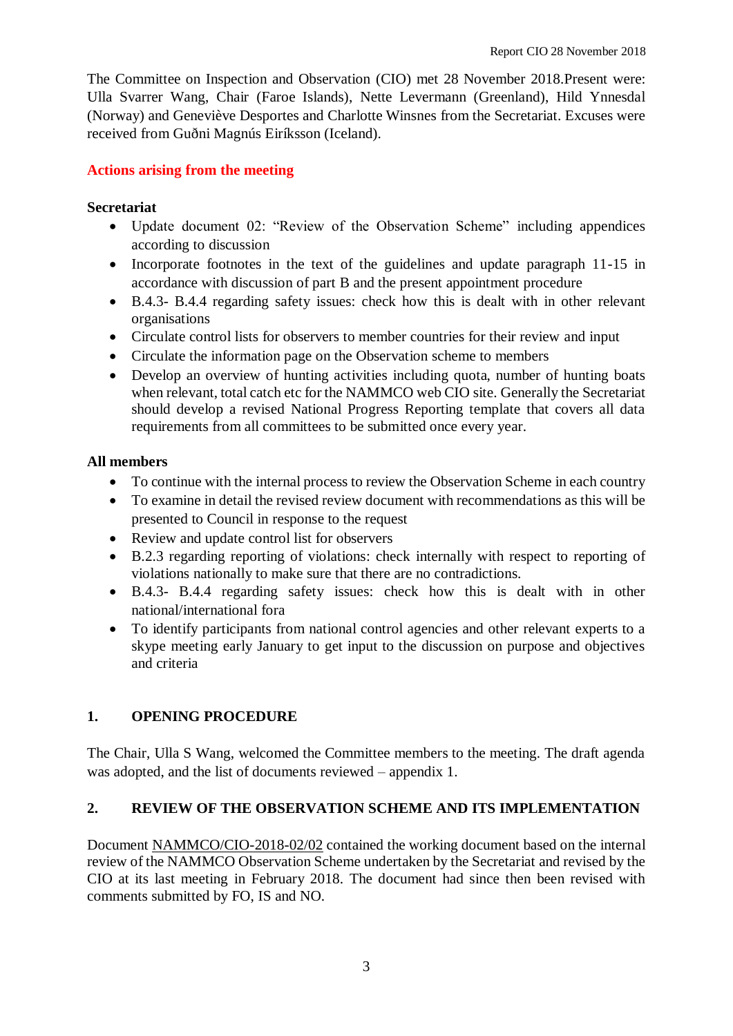The Committee on Inspection and Observation (CIO) met 28 November 2018.Present were: Ulla Svarrer Wang, Chair (Faroe Islands), Nette Levermann (Greenland), Hild Ynnesdal (Norway) and Geneviève Desportes and Charlotte Winsnes from the Secretariat. Excuses were received from Guðni Magnús Eiríksson (Iceland).

**Actions arising from the meeting**

**Secretariat**

- Update document 02: "Review of the Observation Scheme" including appendices according to discussion
- Incorporate footnotes in the text of the guidelines and update paragraph 11-15 in accordance with discussion of part B and the present appointment procedure
- B.4.3- B.4.4 regarding safety issues: check how this is dealt with in other relevant organisations
- Circulate control lists for observers to member countries for their review and input
- Circulate the information page on the Observation scheme to members
- Develop an overview of hunting activities including quota, number of hunting boats when relevant, total catch etc for the NAMMCO web CIO site. Generally the Secretariat should develop a revised National Progress Reporting template that covers all data requirements from all committees to be submitted once every year.

**All members**

- To continue with the internal process to review the Observation Scheme in each country
- To examine in detail the revised review document with recommendations as this will be presented to Council in response to the request
- Review and update control list for observers
- B.2.3 regarding reporting of violations: check internally with respect to reporting of violations nationally to make sure that there are no contradictions.
- B.4.3- B.4.4 regarding safety issues: check how this is dealt with in other national/international fora
- To identify participants from national control agencies and other relevant experts to a skype meeting early January to get input to the discussion on purpose and objectives and criteria

## 1. OPENING PROCEDURE

The Chair, Ulla S Wang, welcomed the Committee members to the meeting. The draft agenda was adopted, and the list of documents reviewed – appendix 1.

## 2. REVIEW OF THE OBSERVATION SCHEME AND ITS IMPLEMENTATION

Document NAMMCO/CIO-2018-02/02 contained the working document based on the internal review of the NAMMCO Observation Scheme undertaken by the Secretariat and revised by the CIO at its last meeting in February 2018. The document had since then been revised with comments submitted by FO, IS and NO.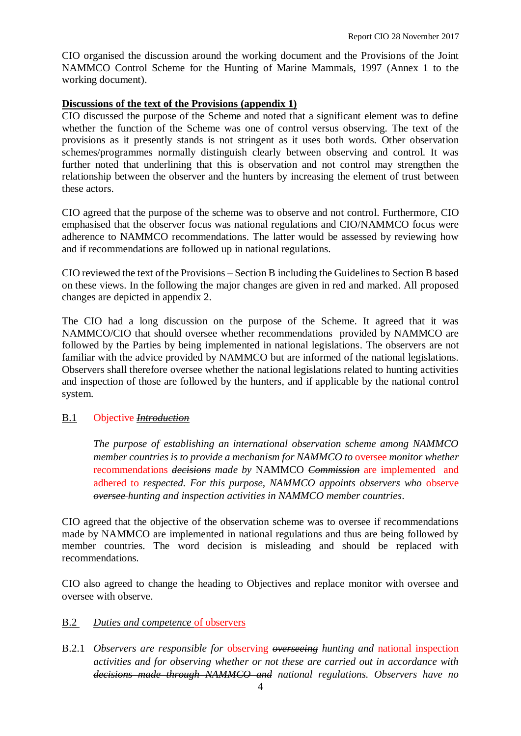CIO organised the discussion around the working document and the Provisions of the Joint NAMMCO Control Scheme for the Hunting of Marine Mammals, 1997 (Annex 1 to the working document).

**Discussions of the text of the Provisions (appendix 1)**

CIO discussed the purpose of the Scheme and noted that a significant element was to define whether the function of the Scheme was one of control versus observing. The text of the provisions as it presently stands is not stringent as it uses both words. Other observation schemes/programmes normally distinguish clearly between observing and control. It was further noted that underlining that this is observation and not control may strengthen the relationship between the observer and the hunters by increasing the element of trust between these actors.

CIO agreed that the purpose of the scheme was to observe and not control. Furthermore, CIO emphasised that the observer focus was national regulations and CIO/NAMMCO focus were adherence to NAMMCO recommendations. The latter would be assessed by reviewing how and if recommendations are followed up in national regulations.

CIO reviewed the text of the Provisions – Section B including the Guidelines to Section B based on these views. In the following the major changes are given in red and marked. All proposed changes are depicted in appendix 2.

The CIO had a long discussion on the purpose of the Scheme. It agreed that it was NAMMCO/CIO that should oversee whether recommendations provided by NAMMCO are followed by the Parties by being implemented in national legislations. The observers are not familiar with the advice provided by NAMMCO but are informed of the national legislations. Observers shall therefore oversee whether the national legislations related to hunting activities and inspection of those are followed by the hunters, and if applicable by the national control system.

B.1 Objective ~~*Introduction*~~

> *The purpose of establishing an international observation scheme among NAMMCO member countries is to provide a mechanism for NAMMCO to* oversee ~~*monitor*~~ *whether* recommendations ~~*decisions*~~ *made by* NAMMCO ~~*Commission*~~ are implemented and adhered to ~~*respected*~~*. For this purpose, NAMMCO appoints observers who* observe ~~*oversee*~~ *hunting and inspection activities in NAMMCO member countries.*

CIO agreed that the objective of the observation scheme was to oversee if recommendations made by NAMMCO are implemented in national regulations and thus are being followed by member countries. The word decision is misleading and should be replaced with recommendations.

CIO also agreed to change the heading to Objectives and replace monitor with oversee and oversee with observe.

B.2 *Duties and competence* of observers

B.2.1 *Observers are responsible for* observing ~~*overseeing*~~ *hunting and* national inspection *activities and for observing whether or not these are carried out in accordance with* ~~*decisions made through NAMMCO and*~~ *national regulations. Observers have no*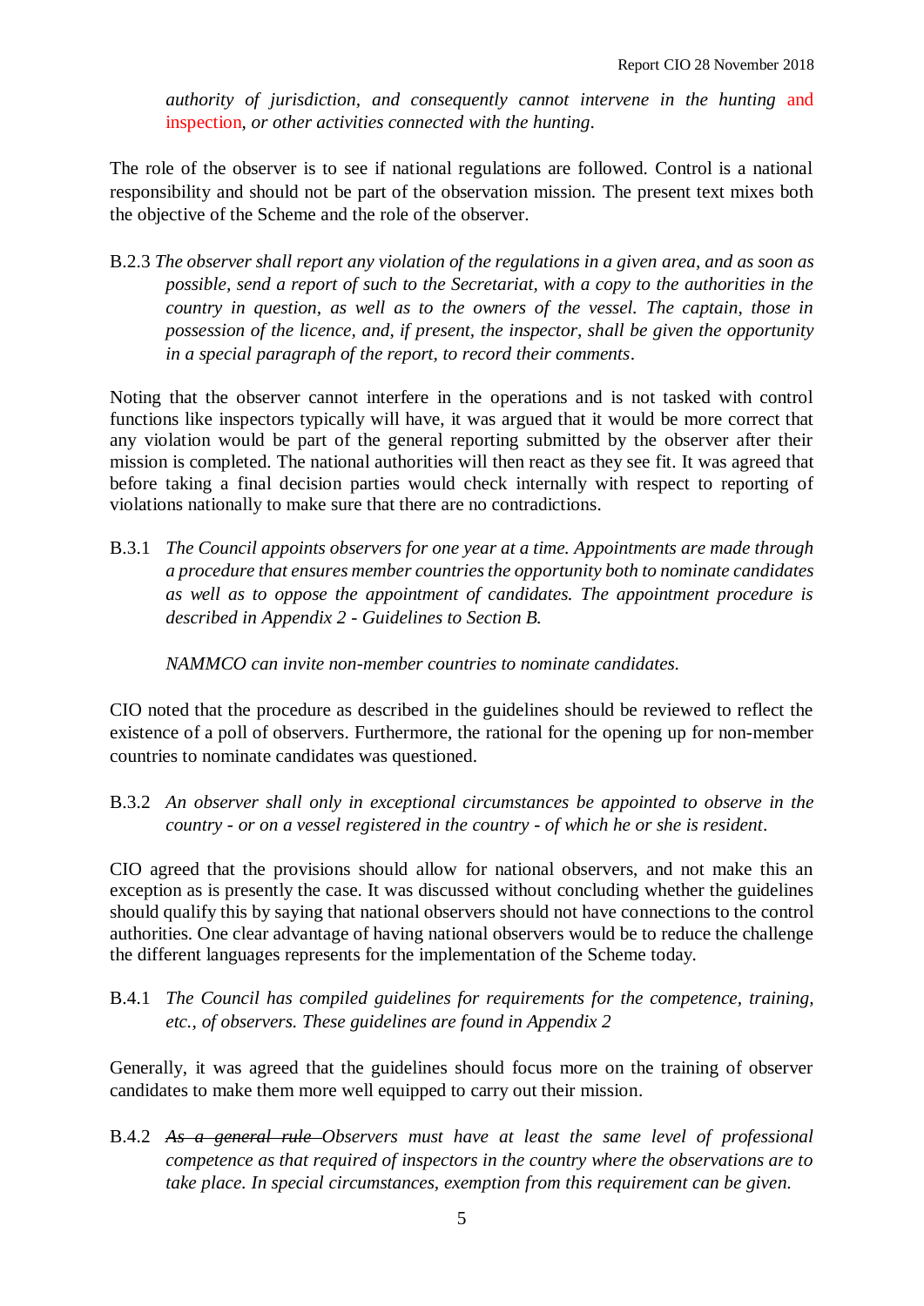*authority of jurisdiction, and consequently cannot intervene in the hunting* and inspection*, or other activities connected with the hunting.*

The role of the observer is to see if national regulations are followed. Control is a national responsibility and should not be part of the observation mission. The present text mixes both the objective of the Scheme and the role of the observer.

B.2.3 *The observer shall report any violation of the regulations in a given area, and as soon as possible, send a report of such to the Secretariat, with a copy to the authorities in the country in question, as well as to the owners of the vessel. The captain, those in possession of the licence, and, if present, the inspector, shall be given the opportunity in a special paragraph of the report, to record their comments.*

Noting that the observer cannot interfere in the operations and is not tasked with control functions like inspectors typically will have, it was argued that it would be more correct that any violation would be part of the general reporting submitted by the observer after their mission is completed. The national authorities will then react as they see fit. It was agreed that before taking a final decision parties would check internally with respect to reporting of violations nationally to make sure that there are no contradictions.

B.3.1 *The Council appoints observers for one year at a time. Appointments are made through a procedure that ensures member countries the opportunity both to nominate candidates as well as to oppose the appointment of candidates. The appointment procedure is described in Appendix 2 - Guidelines to Section B.*

*NAMMCO can invite non-member countries to nominate candidates.*

CIO noted that the procedure as described in the guidelines should be reviewed to reflect the existence of a poll of observers. Furthermore, the rational for the opening up for non-member countries to nominate candidates was questioned.

B.3.2 *An observer shall only in exceptional circumstances be appointed to observe in the country - or on a vessel registered in the country - of which he or she is resident.*

CIO agreed that the provisions should allow for national observers, and not make this an exception as is presently the case. It was discussed without concluding whether the guidelines should qualify this by saying that national observers should not have connections to the control authorities. One clear advantage of having national observers would be to reduce the challenge the different languages represents for the implementation of the Scheme today.

B.4.1 *The Council has compiled guidelines for requirements for the competence, training, etc., of observers. These guidelines are found in Appendix 2*

Generally, it was agreed that the guidelines should focus more on the training of observer candidates to make them more well equipped to carry out their mission.

B.4.2 *~~As a general rule~~ Observers must have at least the same level of professional competence as that required of inspectors in the country where the observations are to take place. In special circumstances, exemption from this requirement can be given.*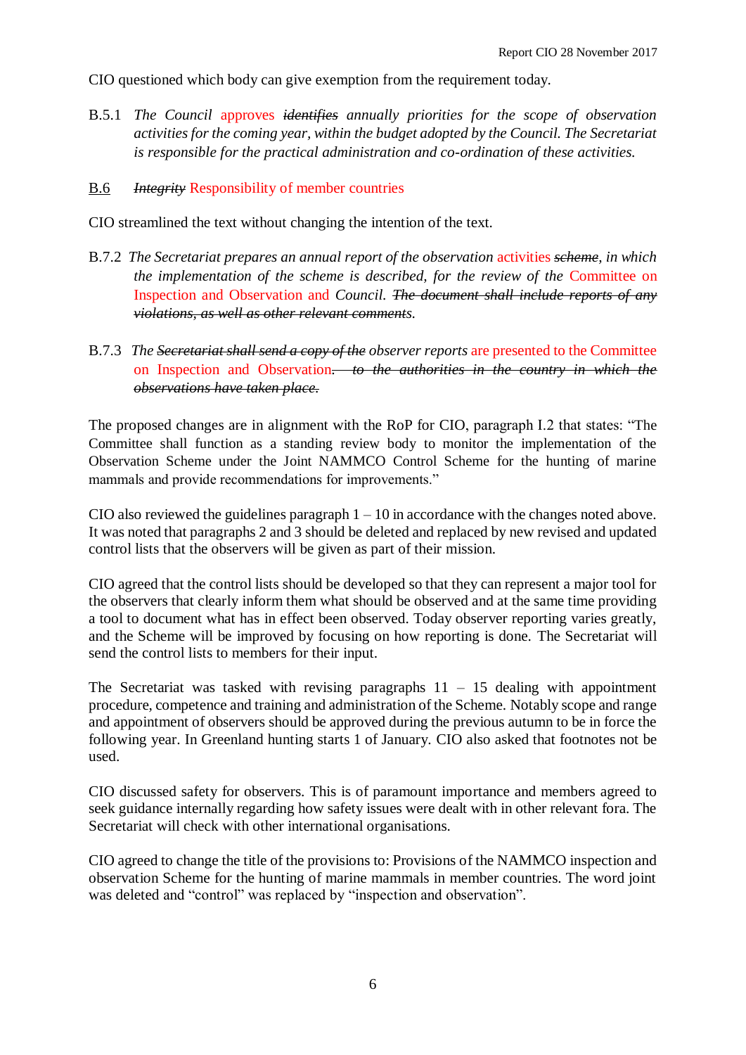CIO questioned which body can give exemption from the requirement today.

B.5.1 *The Council* approves ~~*identifies*~~ *annually priorities for the scope of observation activities for the coming year, within the budget adopted by the Council. The Secretariat is responsible for the practical administration and co-ordination of these activities.*

B.6 ~~*Integrity*~~ Responsibility of member countries

CIO streamlined the text without changing the intention of the text.

B.7.2 *The Secretariat prepares an annual report of the observation* activities ~~*scheme*~~*, in which the implementation of the scheme is described, for the review of the* Committee on Inspection and Observation and *Council.* ~~*The document shall include reports of any violations, as well as other relevant comments*~~*.*

B.7.3 *The* ~~*Secretariat shall send a copy of the*~~ *observer reports* are presented to the Committee on Inspection and Observation. ~~*to the authorities in the country in which the observations have taken place.*~~

The proposed changes are in alignment with the RoP for CIO, paragraph I.2 that states: "The Committee shall function as a standing review body to monitor the implementation of the Observation Scheme under the Joint NAMMCO Control Scheme for the hunting of marine mammals and provide recommendations for improvements."

CIO also reviewed the guidelines paragraph 1 – 10 in accordance with the changes noted above. It was noted that paragraphs 2 and 3 should be deleted and replaced by new revised and updated control lists that the observers will be given as part of their mission.

CIO agreed that the control lists should be developed so that they can represent a major tool for the observers that clearly inform them what should be observed and at the same time providing a tool to document what has in effect been observed. Today observer reporting varies greatly, and the Scheme will be improved by focusing on how reporting is done. The Secretariat will send the control lists to members for their input.

The Secretariat was tasked with revising paragraphs 11 – 15 dealing with appointment procedure, competence and training and administration of the Scheme. Notably scope and range and appointment of observers should be approved during the previous autumn to be in force the following year. In Greenland hunting starts 1 of January. CIO also asked that footnotes not be used.

CIO discussed safety for observers. This is of paramount importance and members agreed to seek guidance internally regarding how safety issues were dealt with in other relevant fora. The Secretariat will check with other international organisations.

CIO agreed to change the title of the provisions to: Provisions of the NAMMCO inspection and observation Scheme for the hunting of marine mammals in member countries. The word joint was deleted and "control" was replaced by "inspection and observation".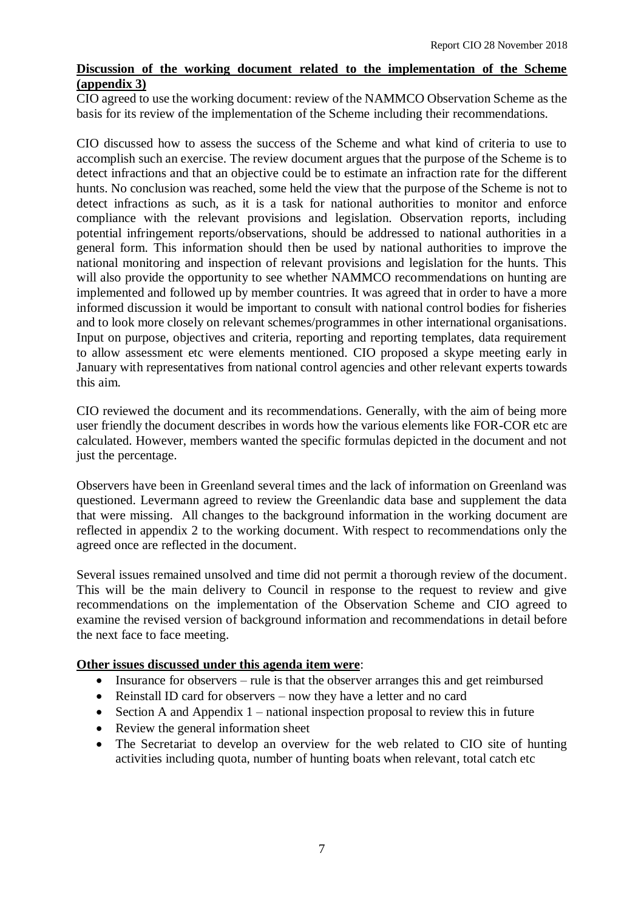**Discussion of the working document related to the implementation of the Scheme (appendix 3)**

CIO agreed to use the working document: review of the NAMMCO Observation Scheme as the basis for its review of the implementation of the Scheme including their recommendations.

CIO discussed how to assess the success of the Scheme and what kind of criteria to use to accomplish such an exercise. The review document argues that the purpose of the Scheme is to detect infractions and that an objective could be to estimate an infraction rate for the different hunts. No conclusion was reached, some held the view that the purpose of the Scheme is not to detect infractions as such, as it is a task for national authorities to monitor and enforce compliance with the relevant provisions and legislation. Observation reports, including potential infringement reports/observations, should be addressed to national authorities in a general form. This information should then be used by national authorities to improve the national monitoring and inspection of relevant provisions and legislation for the hunts. This will also provide the opportunity to see whether NAMMCO recommendations on hunting are implemented and followed up by member countries. It was agreed that in order to have a more informed discussion it would be important to consult with national control bodies for fisheries and to look more closely on relevant schemes/programmes in other international organisations. Input on purpose, objectives and criteria, reporting and reporting templates, data requirement to allow assessment etc were elements mentioned. CIO proposed a skype meeting early in January with representatives from national control agencies and other relevant experts towards this aim.

CIO reviewed the document and its recommendations. Generally, with the aim of being more user friendly the document describes in words how the various elements like FOR-COR etc are calculated. However, members wanted the specific formulas depicted in the document and not just the percentage.

Observers have been in Greenland several times and the lack of information on Greenland was questioned. Levermann agreed to review the Greenlandic data base and supplement the data that were missing. All changes to the background information in the working document are reflected in appendix 2 to the working document. With respect to recommendations only the agreed once are reflected in the document.

Several issues remained unsolved and time did not permit a thorough review of the document. This will be the main delivery to Council in response to the request to review and give recommendations on the implementation of the Observation Scheme and CIO agreed to examine the revised version of background information and recommendations in detail before the next face to face meeting.

**Other issues discussed under this agenda item were**:

- Insurance for observers – rule is that the observer arranges this and get reimbursed
- Reinstall ID card for observers – now they have a letter and no card
- Section A and Appendix 1 – national inspection proposal to review this in future
- Review the general information sheet
- The Secretariat to develop an overview for the web related to CIO site of hunting activities including quota, number of hunting boats when relevant, total catch etc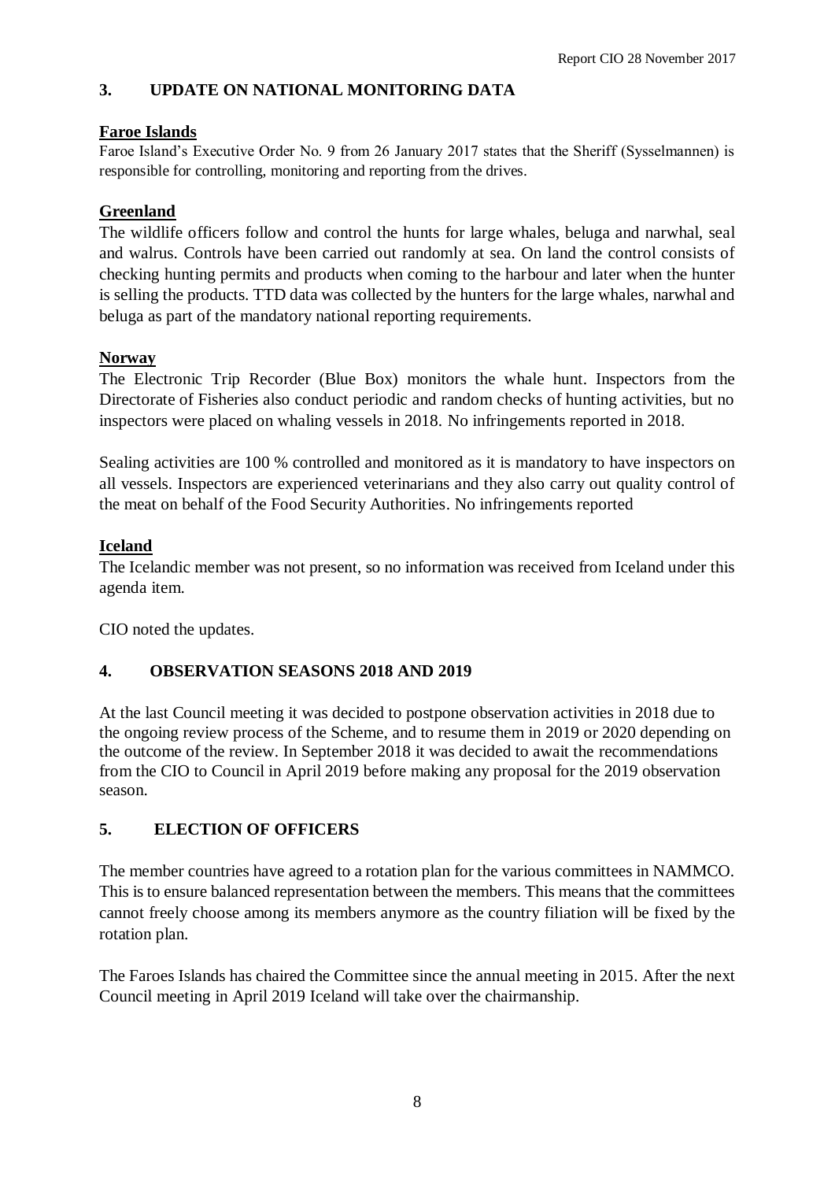## 3. UPDATE ON NATIONAL MONITORING DATA

**Faroe Islands**

Faroe Island's Executive Order No. 9 from 26 January 2017 states that the Sheriff (Sysselmannen) is responsible for controlling, monitoring and reporting from the drives.

**Greenland**

The wildlife officers follow and control the hunts for large whales, beluga and narwhal, seal and walrus. Controls have been carried out randomly at sea. On land the control consists of checking hunting permits and products when coming to the harbour and later when the hunter is selling the products. TTD data was collected by the hunters for the large whales, narwhal and beluga as part of the mandatory national reporting requirements.

**Norway**

The Electronic Trip Recorder (Blue Box) monitors the whale hunt. Inspectors from the Directorate of Fisheries also conduct periodic and random checks of hunting activities, but no inspectors were placed on whaling vessels in 2018. No infringements reported in 2018.

Sealing activities are 100 % controlled and monitored as it is mandatory to have inspectors on all vessels. Inspectors are experienced veterinarians and they also carry out quality control of the meat on behalf of the Food Security Authorities. No infringements reported

**Iceland**

The Icelandic member was not present, so no information was received from Iceland under this agenda item.

CIO noted the updates.

## 4. OBSERVATION SEASONS 2018 AND 2019

At the last Council meeting it was decided to postpone observation activities in 2018 due to the ongoing review process of the Scheme, and to resume them in 2019 or 2020 depending on the outcome of the review. In September 2018 it was decided to await the recommendations from the CIO to Council in April 2019 before making any proposal for the 2019 observation season.

## 5. ELECTION OF OFFICERS

The member countries have agreed to a rotation plan for the various committees in NAMMCO. This is to ensure balanced representation between the members. This means that the committees cannot freely choose among its members anymore as the country filiation will be fixed by the rotation plan.

The Faroes Islands has chaired the Committee since the annual meeting in 2015. After the next Council meeting in April 2019 Iceland will take over the chairmanship.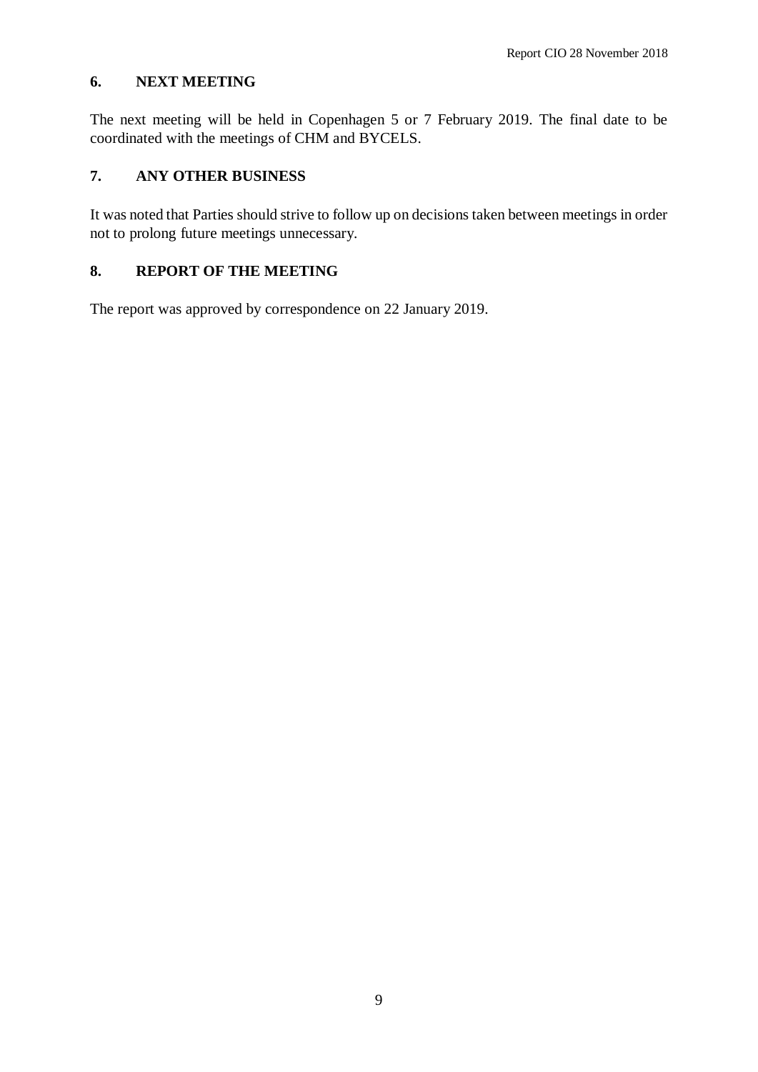## 6. NEXT MEETING

The next meeting will be held in Copenhagen 5 or 7 February 2019. The final date to be coordinated with the meetings of CHM and BYCELS.

## 7. ANY OTHER BUSINESS

It was noted that Parties should strive to follow up on decisions taken between meetings in order not to prolong future meetings unnecessary.

## 8. REPORT OF THE MEETING

The report was approved by correspondence on 22 January 2019.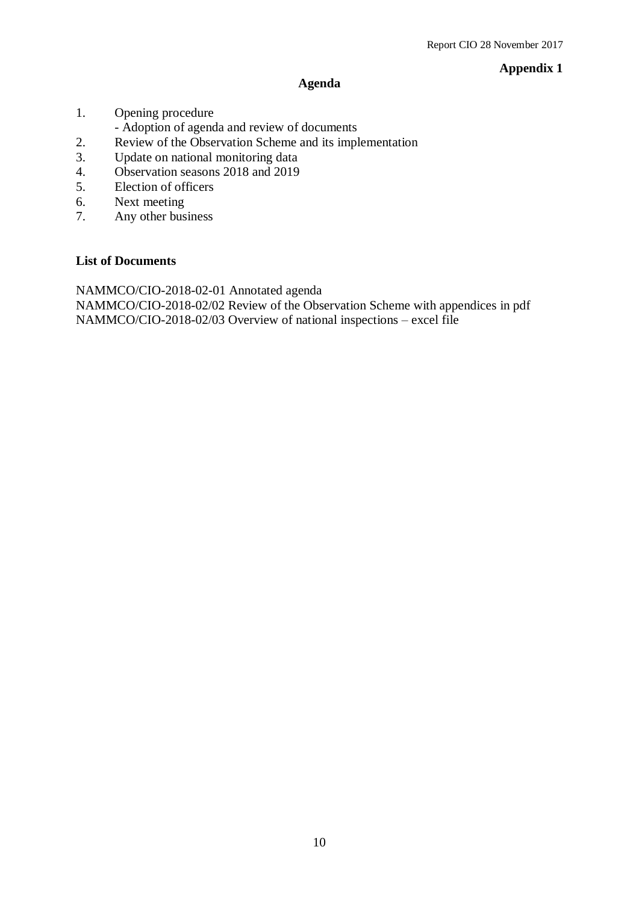**Appendix 1**

## Agenda

1. Opening procedure
   - Adoption of agenda and review of documents
2. Review of the Observation Scheme and its implementation
3. Update on national monitoring data
4. Observation seasons 2018 and 2019
5. Election of officers
6. Next meeting
7. Any other business

**List of Documents**

NAMMCO/CIO-2018-02-01 Annotated agenda
NAMMCO/CIO-2018-02/02 Review of the Observation Scheme with appendices in pdf
NAMMCO/CIO-2018-02/03 Overview of national inspections – excel file